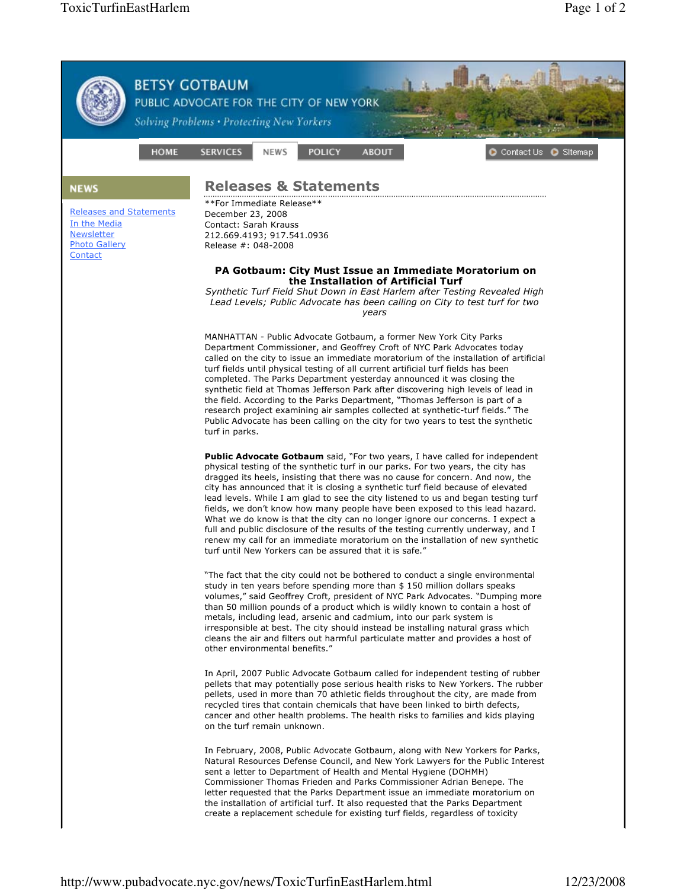BETSY GOTBAUM
PUBLIC ADVOCATE FOR THE CITY OF NEW YORK
*Solving Problems • Protecting New Yorkers*

HOME | SERVICES | NEWS | POLICY | ABOUT | Contact Us | Sitemap

**NEWS**

- Releases and Statements
- In the Media
- Newsletter
- Photo Gallery
- Contact

## Releases & Statements

**For Immediate Release**
December 23, 2008
Contact: Sarah Krauss
212.669.4193; 917.541.0936
Release #: 048-2008

### PA Gotbaum: City Must Issue an Immediate Moratorium on the Installation of Artificial Turf

*Synthetic Turf Field Shut Down in East Harlem after Testing Revealed High Lead Levels; Public Advocate has been calling on City to test turf for two years*

MANHATTAN - Public Advocate Gotbaum, a former New York City Parks Department Commissioner, and Geoffrey Croft of NYC Park Advocates today called on the city to issue an immediate moratorium of the installation of artificial turf fields until physical testing of all current artificial turf fields has been completed. The Parks Department yesterday announced it was closing the synthetic field at Thomas Jefferson Park after discovering high levels of lead in the field. According to the Parks Department, "Thomas Jefferson is part of a research project examining air samples collected at synthetic-turf fields." The Public Advocate has been calling on the city for two years to test the synthetic turf in parks.

**Public Advocate Gotbaum** said, "For two years, I have called for independent physical testing of the synthetic turf in our parks. For two years, the city has dragged its heels, insisting that there was no cause for concern. And now, the city has announced that it is closing a synthetic turf field because of elevated lead levels. While I am glad to see the city listened to us and began testing turf fields, we don't know how many people have been exposed to this lead hazard. What we do know is that the city can no longer ignore our concerns. I expect a full and public disclosure of the results of the testing currently underway, and I renew my call for an immediate moratorium on the installation of new synthetic turf until New Yorkers can be assured that it is safe."

"The fact that the city could not be bothered to conduct a single environmental study in ten years before spending more than $ 150 million dollars speaks volumes," said Geoffrey Croft, president of NYC Park Advocates. "Dumping more than 50 million pounds of a product which is wildly known to contain a host of metals, including lead, arsenic and cadmium, into our park system is irresponsible at best. The city should instead be installing natural grass which cleans the air and filters out harmful particulate matter and provides a host of other environmental benefits."

In April, 2007 Public Advocate Gotbaum called for independent testing of rubber pellets that may potentially pose serious health risks to New Yorkers. The rubber pellets, used in more than 70 athletic fields throughout the city, are made from recycled tires that contain chemicals that have been linked to birth defects, cancer and other health problems. The health risks to families and kids playing on the turf remain unknown.

In February, 2008, Public Advocate Gotbaum, along with New Yorkers for Parks, Natural Resources Defense Council, and New York Lawyers for the Public Interest sent a letter to Department of Health and Mental Hygiene (DOHMH) Commissioner Thomas Frieden and Parks Commissioner Adrian Benepe. The letter requested that the Parks Department issue an immediate moratorium on the installation of artificial turf. It also requested that the Parks Department create a replacement schedule for existing turf fields, regardless of toxicity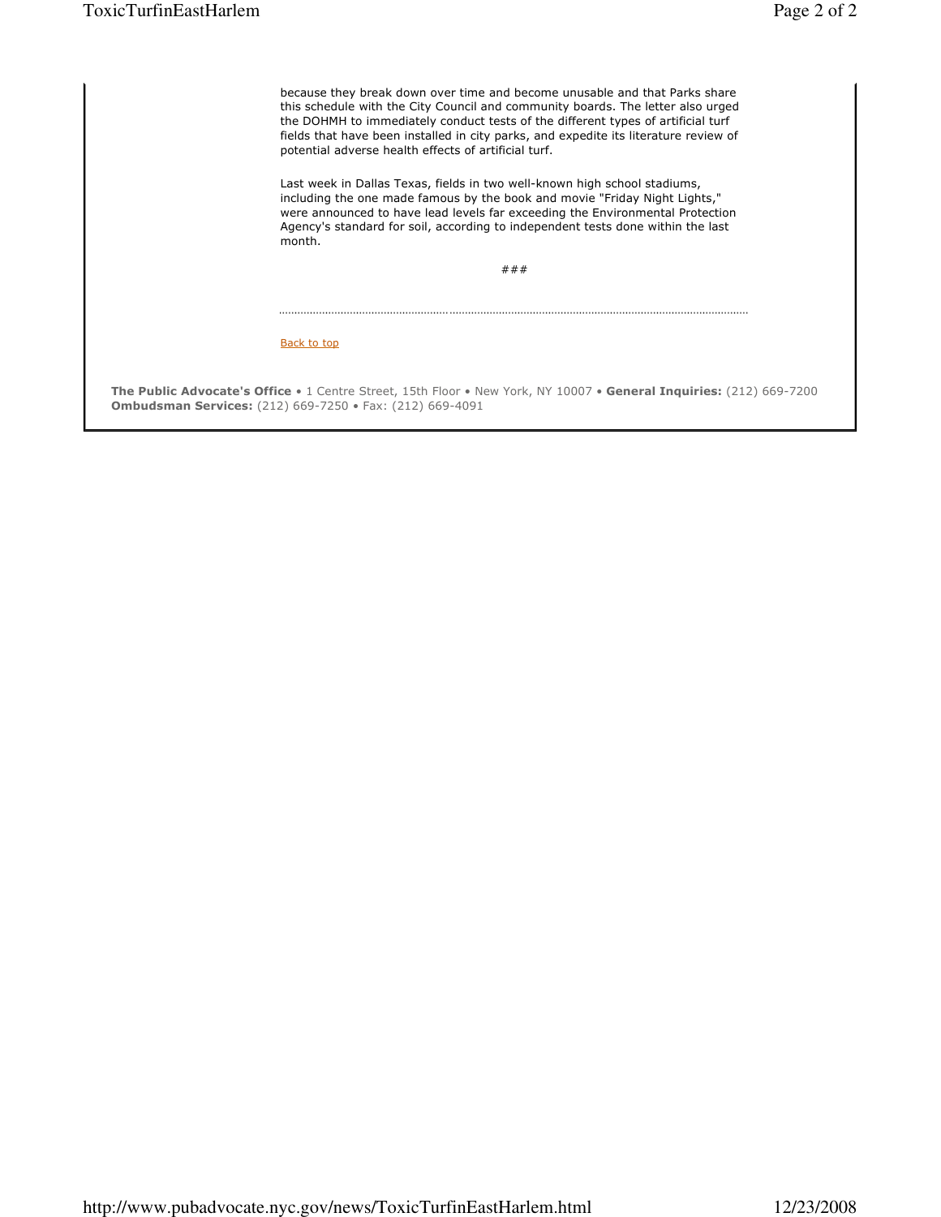because they break down over time and become unusable and that Parks share this schedule with the City Council and community boards. The letter also urged the DOHMH to immediately conduct tests of the different types of artificial turf fields that have been installed in city parks, and expedite its literature review of potential adverse health effects of artificial turf.

Last week in Dallas Texas, fields in two well-known high school stadiums, including the one made famous by the book and movie "Friday Night Lights," were announced to have lead levels far exceeding the Environmental Protection Agency's standard for soil, according to independent tests done within the last month.

###

---

Back to top

**The Public Advocate's Office** • 1 Centre Street, 15th Floor • New York, NY 10007 • **General Inquiries:** (212) 669-7200
**Ombudsman Services:** (212) 669-7250 • Fax: (212) 669-4091